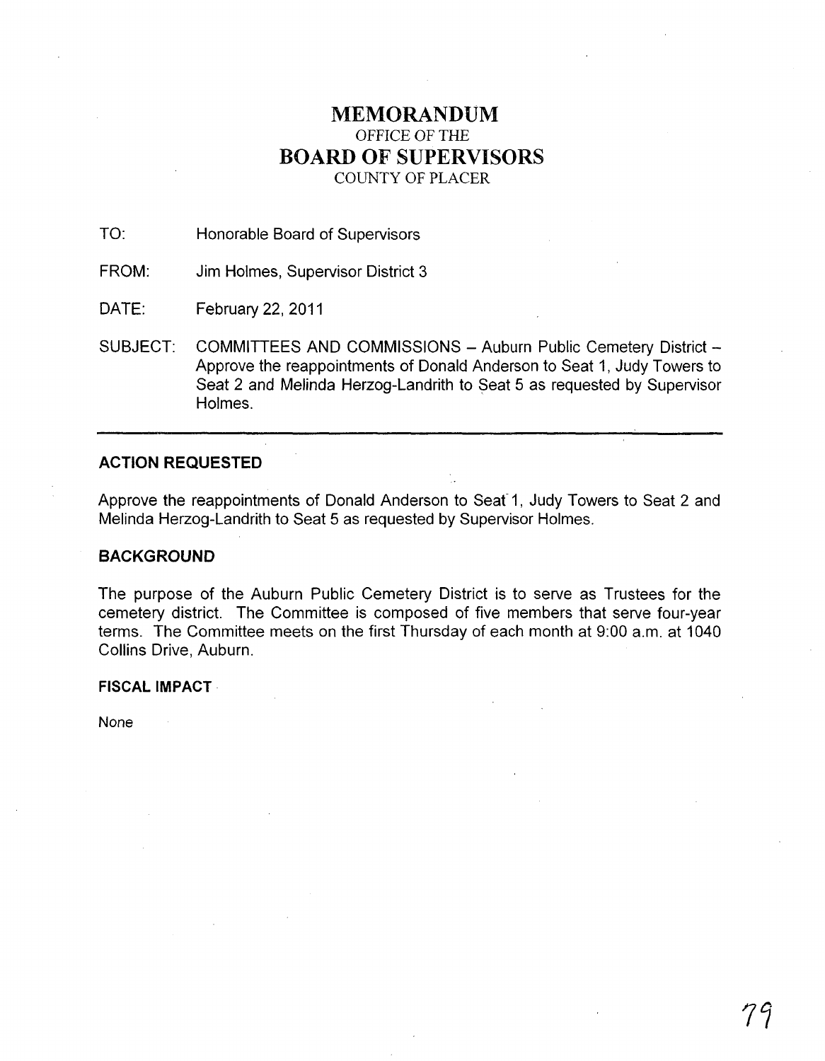# MEMORANDUM

OFFICE OF THE

# BOARD OF SUPERVISORS

COUNTY OF PLACER

TO: Honorable Board of Supervisors

FROM: Jim Holmes, Supervisor District 3

DATE: February 22, 2011

SUBJECT: COMMITTEES AND COMMISSIONS – Auburn Public Cemetery District – Approve the reappointments of Donald Anderson to Seat 1, Judy Towers to Seat 2 and Melinda Herzog-Landrith to Seat 5 as requested by Supervisor Holmes.

---

## ACTION REQUESTED

Approve the reappointments of Donald Anderson to Seat 1, Judy Towers to Seat 2 and Melinda Herzog-Landrith to Seat 5 as requested by Supervisor Holmes.

## BACKGROUND

The purpose of the Auburn Public Cemetery District is to serve as Trustees for the cemetery district. The Committee is composed of five members that serve four-year terms. The Committee meets on the first Thursday of each month at 9:00 a.m. at 1040 Collins Drive, Auburn.

### FISCAL IMPACT

None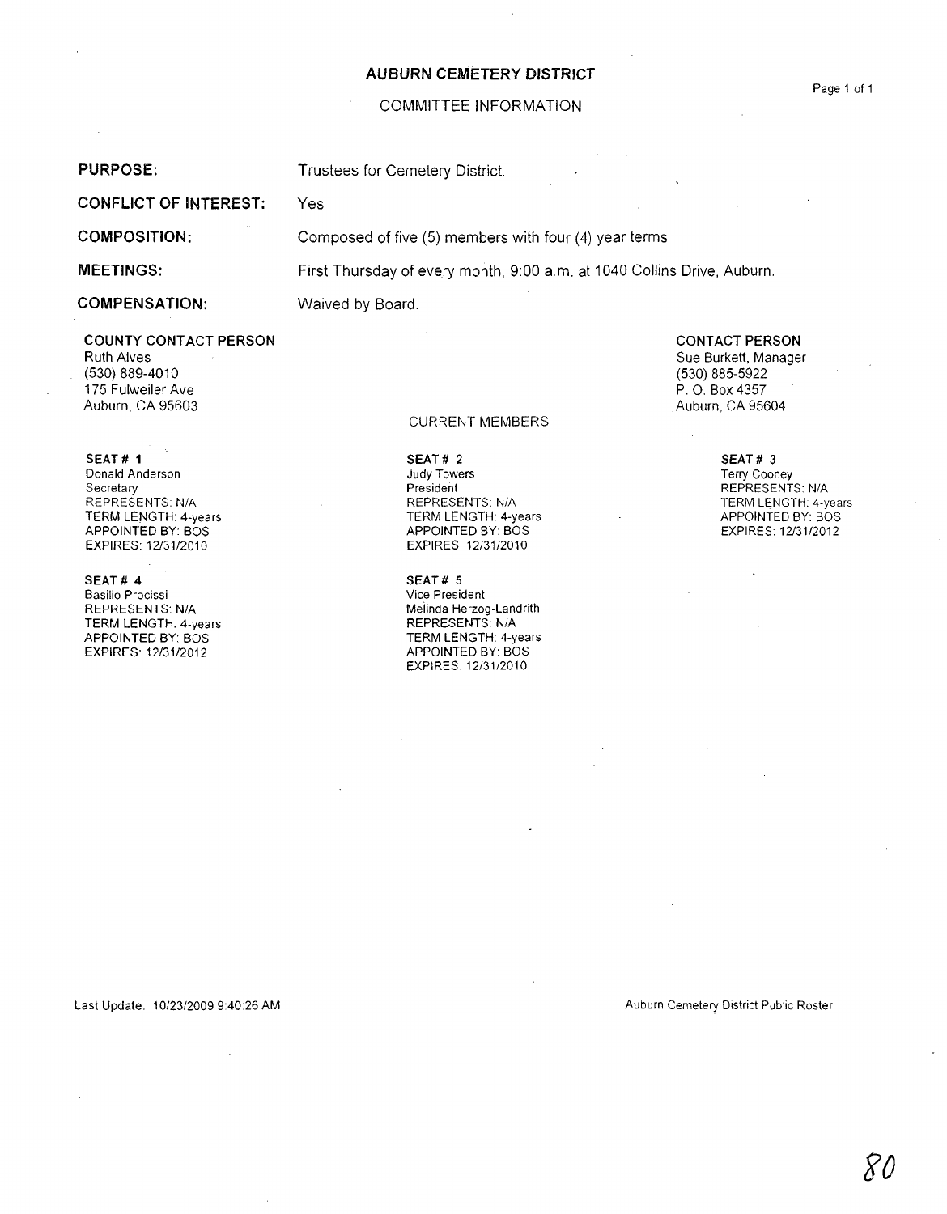# AUBURN CEMETERY DISTRICT

## COMMITTEE INFORMATION

**PURPOSE:** Trustees for Cemetery District.

**CONFLICT OF INTEREST:** Yes

**COMPOSITION:** Composed of five (5) members with four (4) year terms

**MEETINGS:** First Thursday of every month, 9:00 a.m. at 1040 Collins Drive, Auburn.

**COMPENSATION:** Waived by Board.

**COUNTY CONTACT PERSON**
Ruth Alves
(530) 889-4010
175 Fulweiler Ave
Auburn, CA 95603

**CONTACT PERSON**
Sue Burkett, Manager
(530) 885-5922
P. O. Box 4357
Auburn, CA 95604

### CURRENT MEMBERS

**SEAT # 1**
Donald Anderson
Secretary
REPRESENTS: N/A
TERM LENGTH: 4-years
APPOINTED BY: BOS
EXPIRES: 12/31/2010

**SEAT # 2**
Judy Towers
President
REPRESENTS: N/A
TERM LENGTH: 4-years
APPOINTED BY: BOS
EXPIRES: 12/31/2010

**SEAT # 3**
Terry Cooney
REPRESENTS: N/A
TERM LENGTH: 4-years
APPOINTED BY: BOS
EXPIRES: 12/31/2012

**SEAT # 4**
Basilio Procissi
REPRESENTS: N/A
TERM LENGTH: 4-years
APPOINTED BY: BOS
EXPIRES: 12/31/2012

**SEAT # 5**
Vice President
Melinda Herzog-Landrith
REPRESENTS: N/A
TERM LENGTH: 4-years
APPOINTED BY: BOS
EXPIRES: 12/31/2010

Last Update: 10/23/2009 9:40:26 AM

Auburn Cemetery District Public Roster